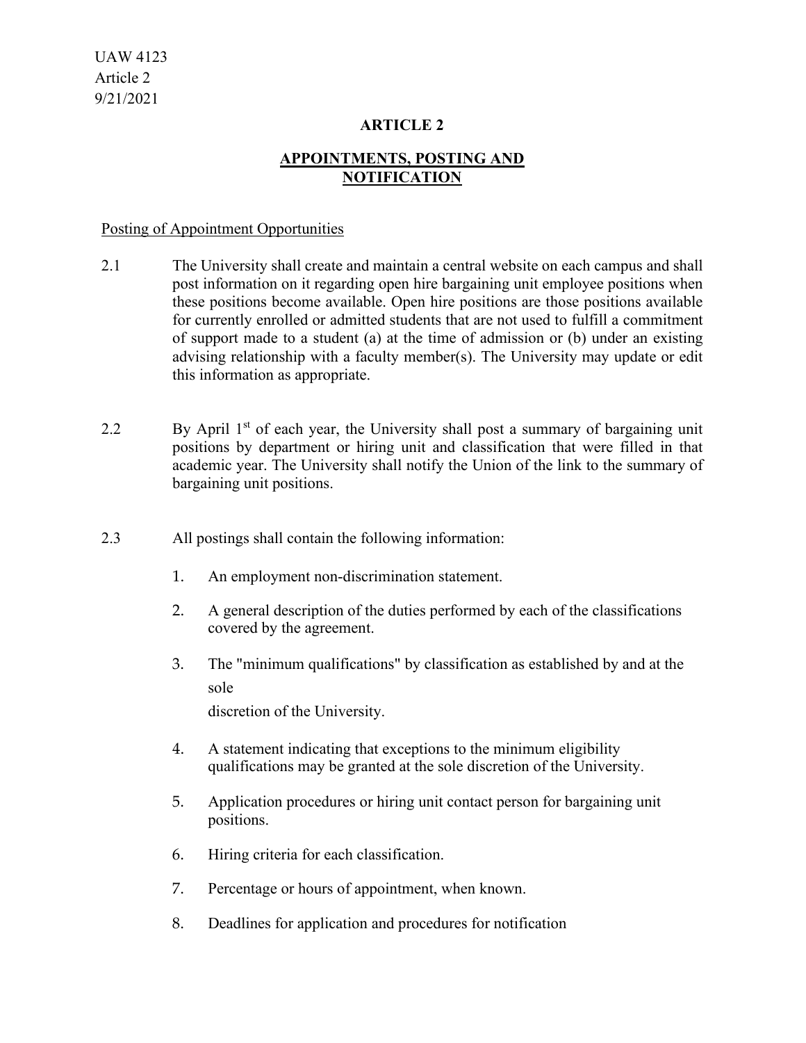UAW 4123
Article 2
9/21/2021

# ARTICLE 2

## APPOINTMENTS, POSTING AND NOTIFICATION

Posting of Appointment Opportunities

2.1 The University shall create and maintain a central website on each campus and shall post information on it regarding open hire bargaining unit employee positions when these positions become available. Open hire positions are those positions available for currently enrolled or admitted students that are not used to fulfill a commitment of support made to a student (a) at the time of admission or (b) under an existing advising relationship with a faculty member(s). The University may update or edit this information as appropriate.

2.2 By April 1st of each year, the University shall post a summary of bargaining unit positions by department or hiring unit and classification that were filled in that academic year. The University shall notify the Union of the link to the summary of bargaining unit positions.

2.3 All postings shall contain the following information:

1. An employment non-discrimination statement.
2. A general description of the duties performed by each of the classifications covered by the agreement.
3. The "minimum qualifications" by classification as established by and at the sole discretion of the University.
4. A statement indicating that exceptions to the minimum eligibility qualifications may be granted at the sole discretion of the University.
5. Application procedures or hiring unit contact person for bargaining unit positions.
6. Hiring criteria for each classification.
7. Percentage or hours of appointment, when known.
8. Deadlines for application and procedures for notification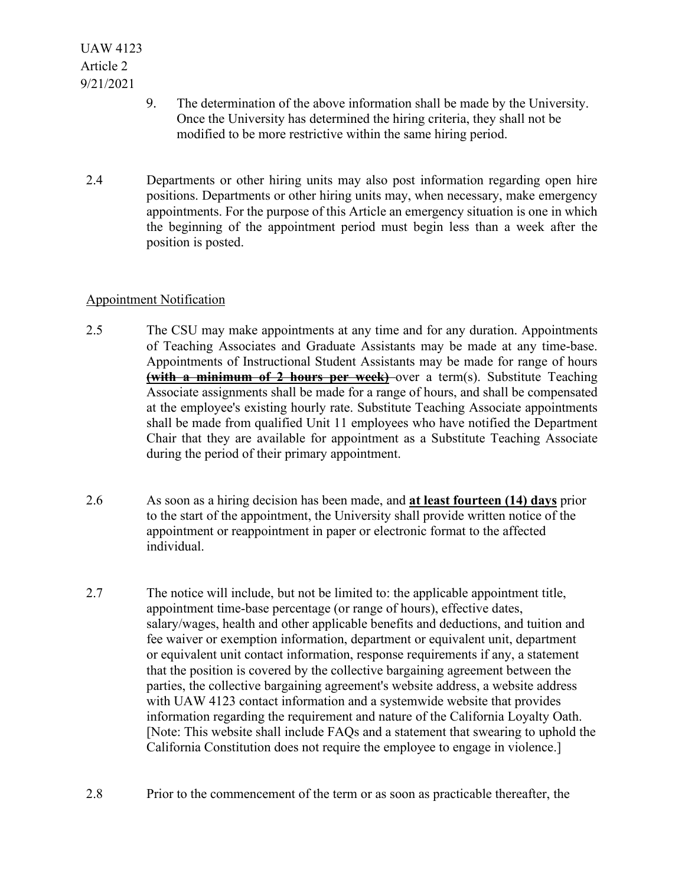9. The determination of the above information shall be made by the University. Once the University has determined the hiring criteria, they shall not be modified to be more restrictive within the same hiring period.

2.4 Departments or other hiring units may also post information regarding open hire positions. Departments or other hiring units may, when necessary, make emergency appointments. For the purpose of this Article an emergency situation is one in which the beginning of the appointment period must begin less than a week after the position is posted.

Appointment Notification

2.5 The CSU may make appointments at any time and for any duration. Appointments of Teaching Associates and Graduate Assistants may be made at any time-base. Appointments of Instructional Student Assistants may be made for range of hours ~~**(with a minimum of 2 hours per week)**~~ over a term(s). Substitute Teaching Associate assignments shall be made for a range of hours, and shall be compensated at the employee's existing hourly rate. Substitute Teaching Associate appointments shall be made from qualified Unit 11 employees who have notified the Department Chair that they are available for appointment as a Substitute Teaching Associate during the period of their primary appointment.

2.6 As soon as a hiring decision has been made, and <u>**at least fourteen (14) days**</u> prior to the start of the appointment, the University shall provide written notice of the appointment or reappointment in paper or electronic format to the affected individual.

2.7 The notice will include, but not be limited to: the applicable appointment title, appointment time-base percentage (or range of hours), effective dates, salary/wages, health and other applicable benefits and deductions, and tuition and fee waiver or exemption information, department or equivalent unit, department or equivalent unit contact information, response requirements if any, a statement that the position is covered by the collective bargaining agreement between the parties, the collective bargaining agreement's website address, a website address with UAW 4123 contact information and a systemwide website that provides information regarding the requirement and nature of the California Loyalty Oath. [Note: This website shall include FAQs and a statement that swearing to uphold the California Constitution does not require the employee to engage in violence.]

2.8 Prior to the commencement of the term or as soon as practicable thereafter, the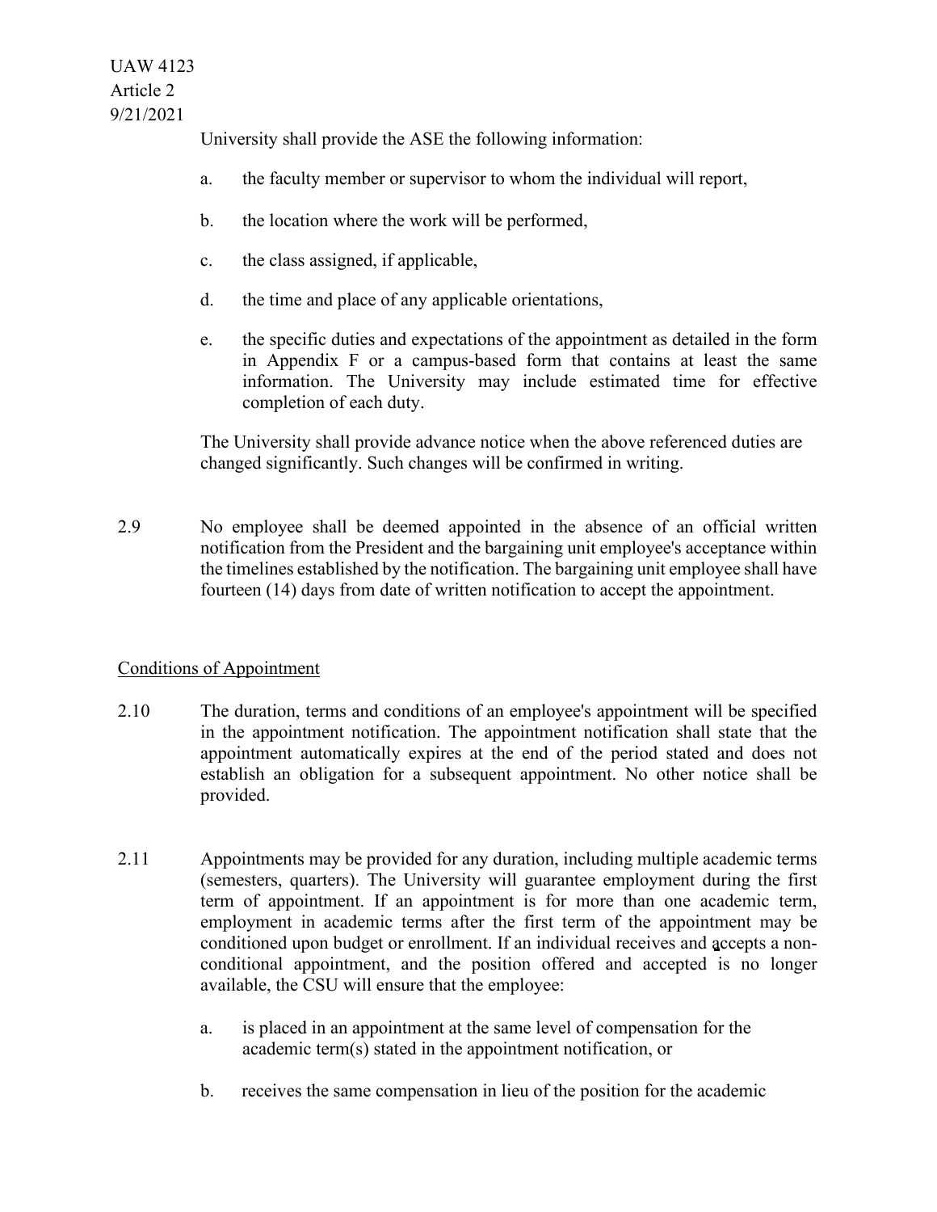University shall provide the ASE the following information:

a. the faculty member or supervisor to whom the individual will report,

b. the location where the work will be performed,

c. the class assigned, if applicable,

d. the time and place of any applicable orientations,

e. the specific duties and expectations of the appointment as detailed in the form in Appendix F or a campus-based form that contains at least the same information. The University may include estimated time for effective completion of each duty.

The University shall provide advance notice when the above referenced duties are changed significantly. Such changes will be confirmed in writing.

2.9 No employee shall be deemed appointed in the absence of an official written notification from the President and the bargaining unit employee's acceptance within the timelines established by the notification. The bargaining unit employee shall have fourteen (14) days from date of written notification to accept the appointment.

Conditions of Appointment

2.10 The duration, terms and conditions of an employee's appointment will be specified in the appointment notification. The appointment notification shall state that the appointment automatically expires at the end of the period stated and does not establish an obligation for a subsequent appointment. No other notice shall be provided.

2.11 Appointments may be provided for any duration, including multiple academic terms (semesters, quarters). The University will guarantee employment during the first term of appointment. If an appointment is for more than one academic term, employment in academic terms after the first term of the appointment may be conditioned upon budget or enrollment. If an individual receives and accepts a non-conditional appointment, and the position offered and accepted is no longer available, the CSU will ensure that the employee:

a. is placed in an appointment at the same level of compensation for the academic term(s) stated in the appointment notification, or

b. receives the same compensation in lieu of the position for the academic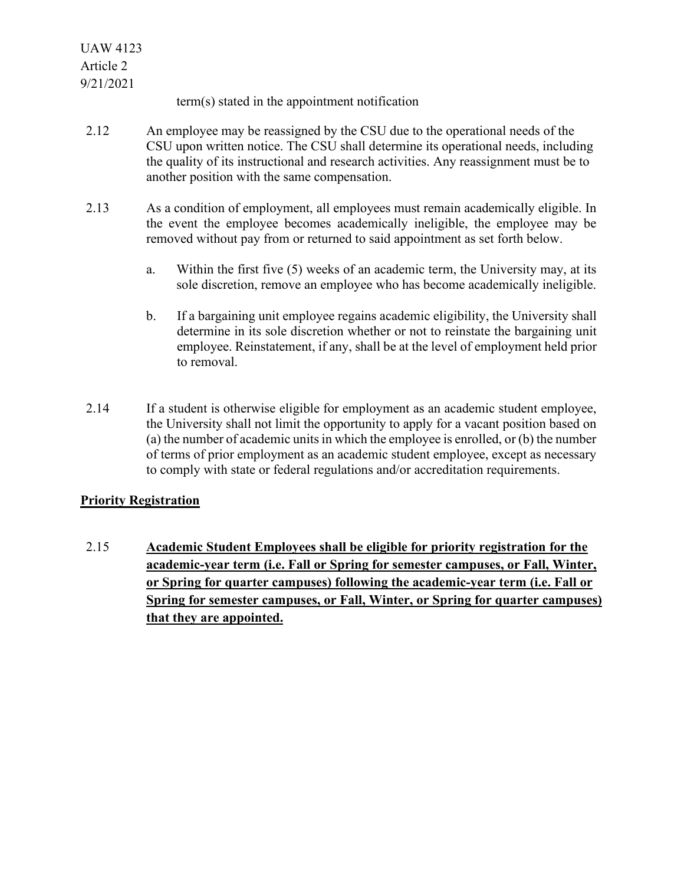term(s) stated in the appointment notification

2.12 An employee may be reassigned by the CSU due to the operational needs of the CSU upon written notice. The CSU shall determine its operational needs, including the quality of its instructional and research activities. Any reassignment must be to another position with the same compensation.

2.13 As a condition of employment, all employees must remain academically eligible. In the event the employee becomes academically ineligible, the employee may be removed without pay from or returned to said appointment as set forth below.

a. Within the first five (5) weeks of an academic term, the University may, at its sole discretion, remove an employee who has become academically ineligible.

b. If a bargaining unit employee regains academic eligibility, the University shall determine in its sole discretion whether or not to reinstate the bargaining unit employee. Reinstatement, if any, shall be at the level of employment held prior to removal.

2.14 If a student is otherwise eligible for employment as an academic student employee, the University shall not limit the opportunity to apply for a vacant position based on (a) the number of academic units in which the employee is enrolled, or (b) the number of terms of prior employment as an academic student employee, except as necessary to comply with state or federal regulations and/or accreditation requirements.

**Priority Registration**

2.15 **Academic Student Employees shall be eligible for priority registration for the academic-year term (i.e. Fall or Spring for semester campuses, or Fall, Winter, or Spring for quarter campuses) following the academic-year term (i.e. Fall or Spring for semester campuses, or Fall, Winter, or Spring for quarter campuses) that they are appointed.**